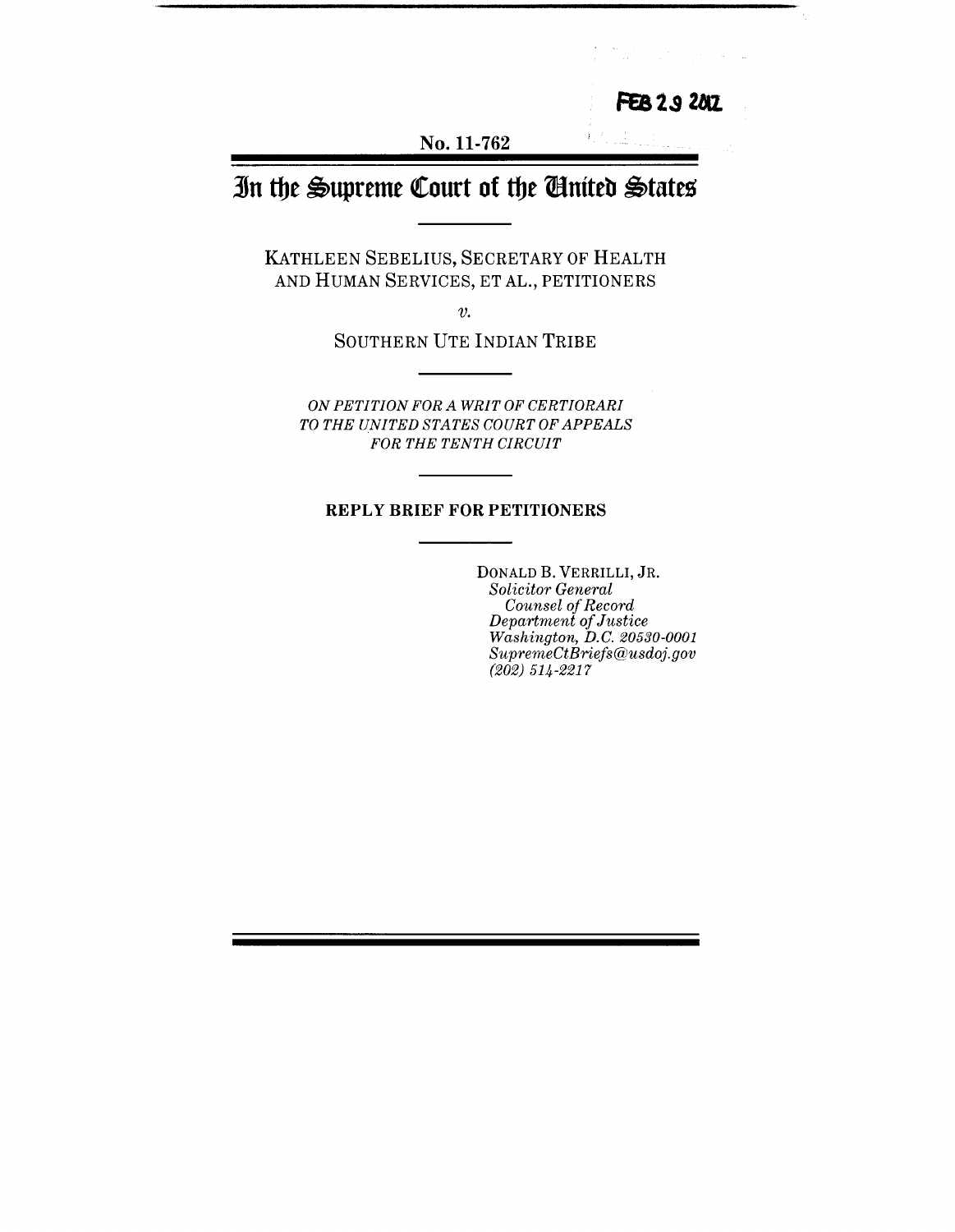FEB 29 2012

No. 11-762

# In the Supreme Court of the United States

KATHLEEN SEBELIUS, SECRETARY OF HEALTH AND HUMAN SERVICES, ET AL., PETITIONERS

*v.*

SOUTHERN UTE INDIAN TRIBE

*ON PETITION FOR A WRIT OF CERTIORARI TO THE UNITED STATES COURT OF APPEALS FOR THE TENTH CIRCUIT*

**REPLY BRIEF FOR PETITIONERS**

DONALD B. VERRILLI, JR.
*Solicitor General*
*Counsel of Record*
*Department of Justice*
*Washington, D.C. 20530-0001*
*SupremeCtBriefs@usdoj.gov*
*(202) 514-2217*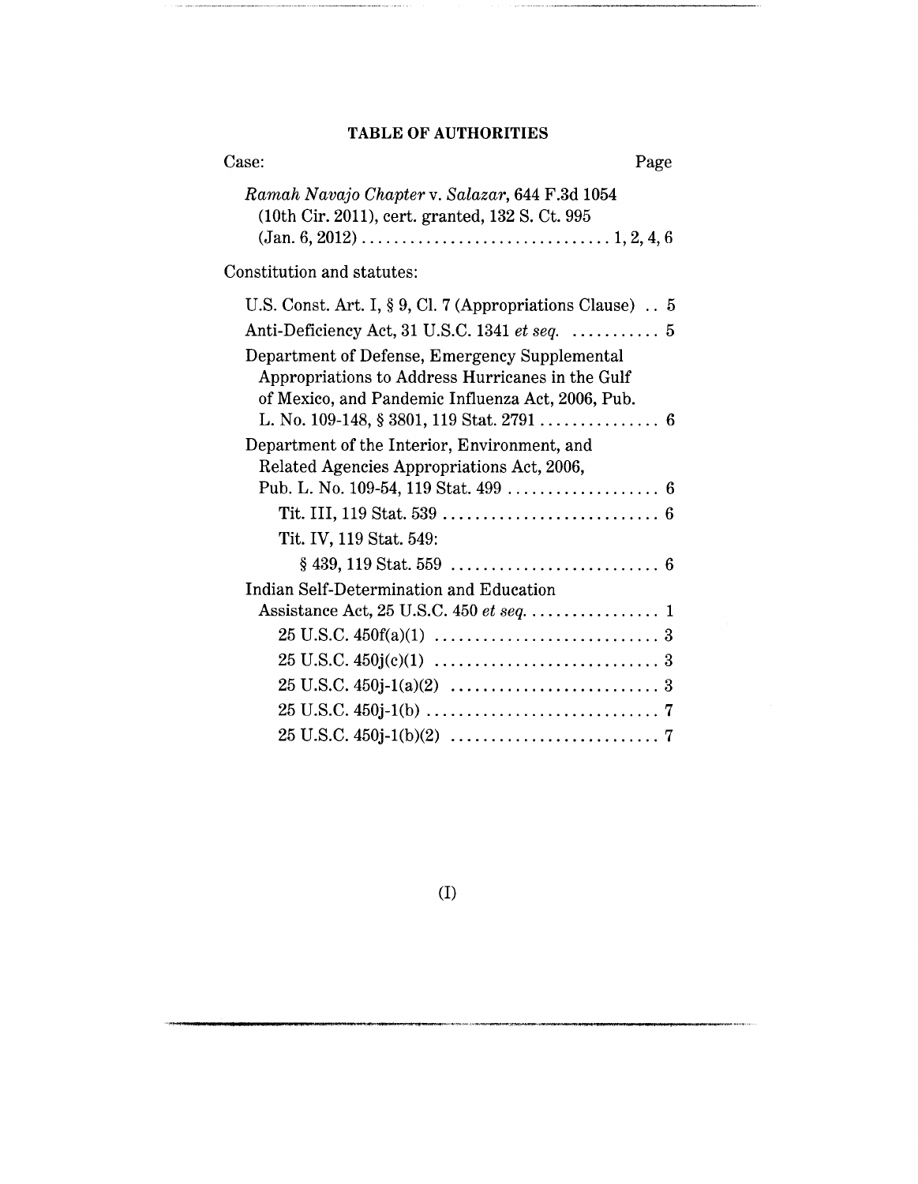## TABLE OF AUTHORITIES

Case: Page

*Ramah Navajo Chapter* v. *Salazar*, 644 F.3d 1054 (10th Cir. 2011), cert. granted, 132 S. Ct. 995 (Jan. 6, 2012) . . . . . . . . . . . . . . . . . . . . . . . . . . . . . . 1, 2, 4, 6

Constitution and statutes:

U.S. Const. Art. I, § 9, Cl. 7 (Appropriations Clause) . . 5

Anti-Deficiency Act, 31 U.S.C. 1341 *et seq.* . . . . . . . . . . . 5

Department of Defense, Emergency Supplemental Appropriations to Address Hurricanes in the Gulf of Mexico, and Pandemic Influenza Act, 2006, Pub. L. No. 109-148, § 3801, 119 Stat. 2791 . . . . . . . . . . . . . . . 6

Department of the Interior, Environment, and Related Agencies Appropriations Act, 2006, Pub. L. No. 109-54, 119 Stat. 499 . . . . . . . . . . . . . . . . . . . 6

- Tit. III, 119 Stat. 539 . . . . . . . . . . . . . . . . . . . . . . . . . . . 6
- Tit. IV, 119 Stat. 549:
  - § 439, 119 Stat. 559 . . . . . . . . . . . . . . . . . . . . . . . . . . 6

Indian Self-Determination and Education Assistance Act, 25 U.S.C. 450 *et seq.* . . . . . . . . . . . . . . . . 1

- 25 U.S.C. 450f(a)(1) . . . . . . . . . . . . . . . . . . . . . . . . . . . . 3
- 25 U.S.C. 450j(c)(1) . . . . . . . . . . . . . . . . . . . . . . . . . . . . 3
- 25 U.S.C. 450j-1(a)(2) . . . . . . . . . . . . . . . . . . . . . . . . . . 3
- 25 U.S.C. 450j-1(b) . . . . . . . . . . . . . . . . . . . . . . . . . . . . . 7
- 25 U.S.C. 450j-1(b)(2) . . . . . . . . . . . . . . . . . . . . . . . . . . 7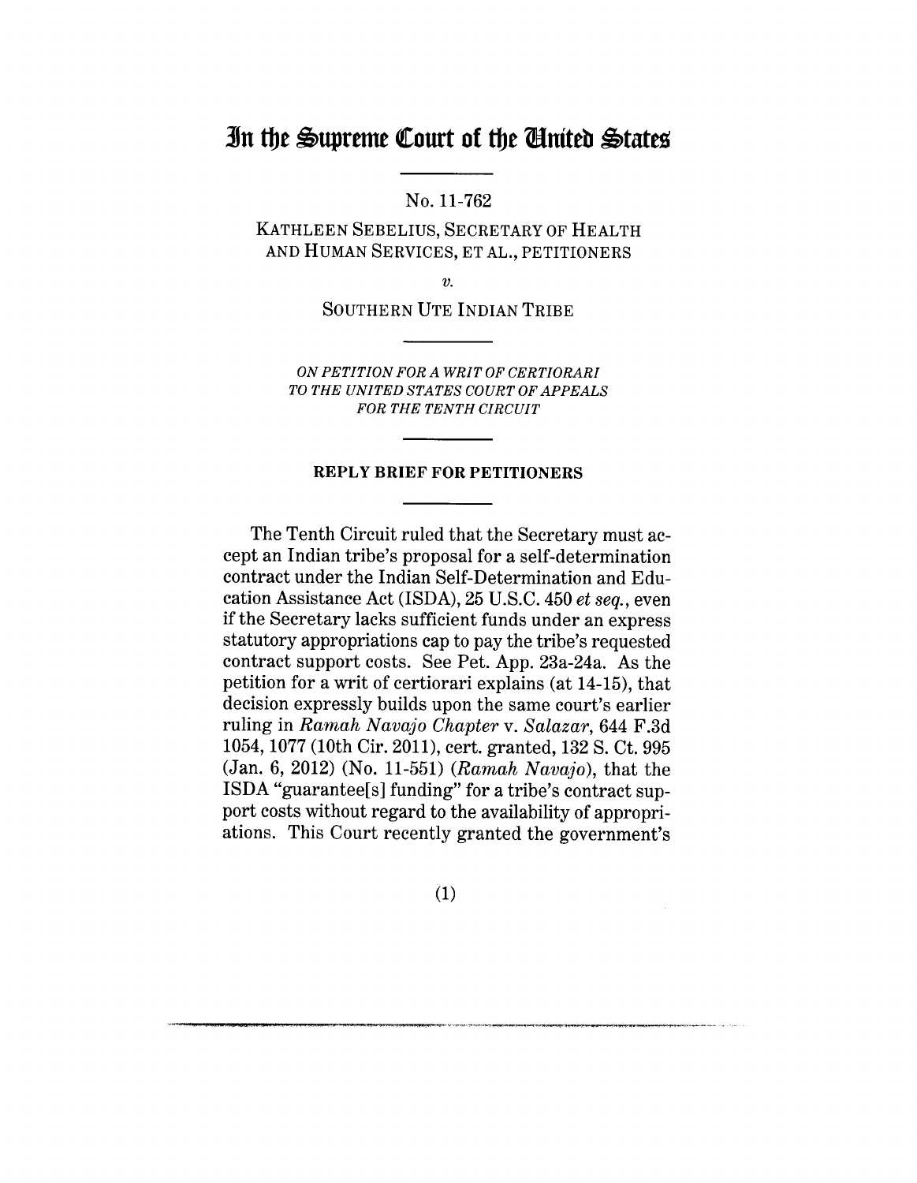# In the Supreme Court of the United States

No. 11-762

KATHLEEN SEBELIUS, SECRETARY OF HEALTH AND HUMAN SERVICES, ET AL., PETITIONERS

*v.*

SOUTHERN UTE INDIAN TRIBE

*ON PETITION FOR A WRIT OF CERTIORARI TO THE UNITED STATES COURT OF APPEALS FOR THE TENTH CIRCUIT*

## REPLY BRIEF FOR PETITIONERS

The Tenth Circuit ruled that the Secretary must accept an Indian tribe's proposal for a self-determination contract under the Indian Self-Determination and Education Assistance Act (ISDA), 25 U.S.C. 450 *et seq.*, even if the Secretary lacks sufficient funds under an express statutory appropriations cap to pay the tribe's requested contract support costs. See Pet. App. 23a-24a. As the petition for a writ of certiorari explains (at 14-15), that decision expressly builds upon the same court's earlier ruling in *Ramah Navajo Chapter* v. *Salazar*, 644 F.3d 1054, 1077 (10th Cir. 2011), cert. granted, 132 S. Ct. 995 (Jan. 6, 2012) (No. 11-551) (*Ramah Navajo*), that the ISDA "guarantee[s] funding" for a tribe's contract support costs without regard to the availability of appropriations. This Court recently granted the government's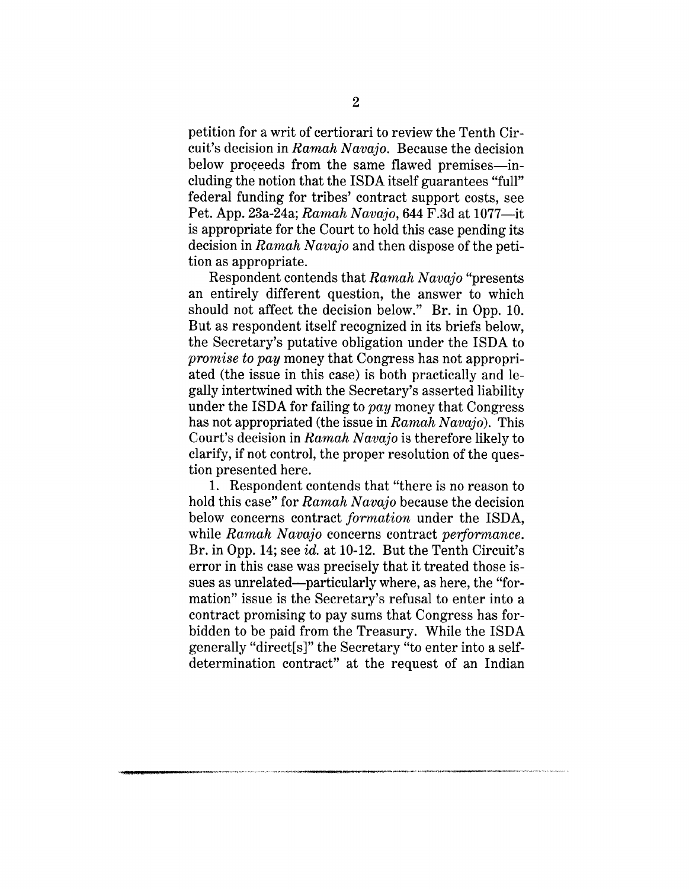petition for a writ of certiorari to review the Tenth Circuit's decision in *Ramah Navajo*. Because the decision below proceeds from the same flawed premises—including the notion that the ISDA itself guarantees "full" federal funding for tribes' contract support costs, see Pet. App. 23a-24a; *Ramah Navajo*, 644 F.3d at 1077—it is appropriate for the Court to hold this case pending its decision in *Ramah Navajo* and then dispose of the petition as appropriate.

Respondent contends that *Ramah Navajo* "presents an entirely different question, the answer to which should not affect the decision below." Br. in Opp. 10. But as respondent itself recognized in its briefs below, the Secretary's putative obligation under the ISDA to *promise to pay* money that Congress has not appropriated (the issue in this case) is both practically and legally intertwined with the Secretary's asserted liability under the ISDA for failing to *pay* money that Congress has not appropriated (the issue in *Ramah Navajo*). This Court's decision in *Ramah Navajo* is therefore likely to clarify, if not control, the proper resolution of the question presented here.

1. Respondent contends that "there is no reason to hold this case" for *Ramah Navajo* because the decision below concerns contract *formation* under the ISDA, while *Ramah Navajo* concerns contract *performance*. Br. in Opp. 14; see *id.* at 10-12. But the Tenth Circuit's error in this case was precisely that it treated those issues as unrelated—particularly where, as here, the "formation" issue is the Secretary's refusal to enter into a contract promising to pay sums that Congress has forbidden to be paid from the Treasury. While the ISDA generally "direct[s]" the Secretary "to enter into a self-determination contract" at the request of an Indian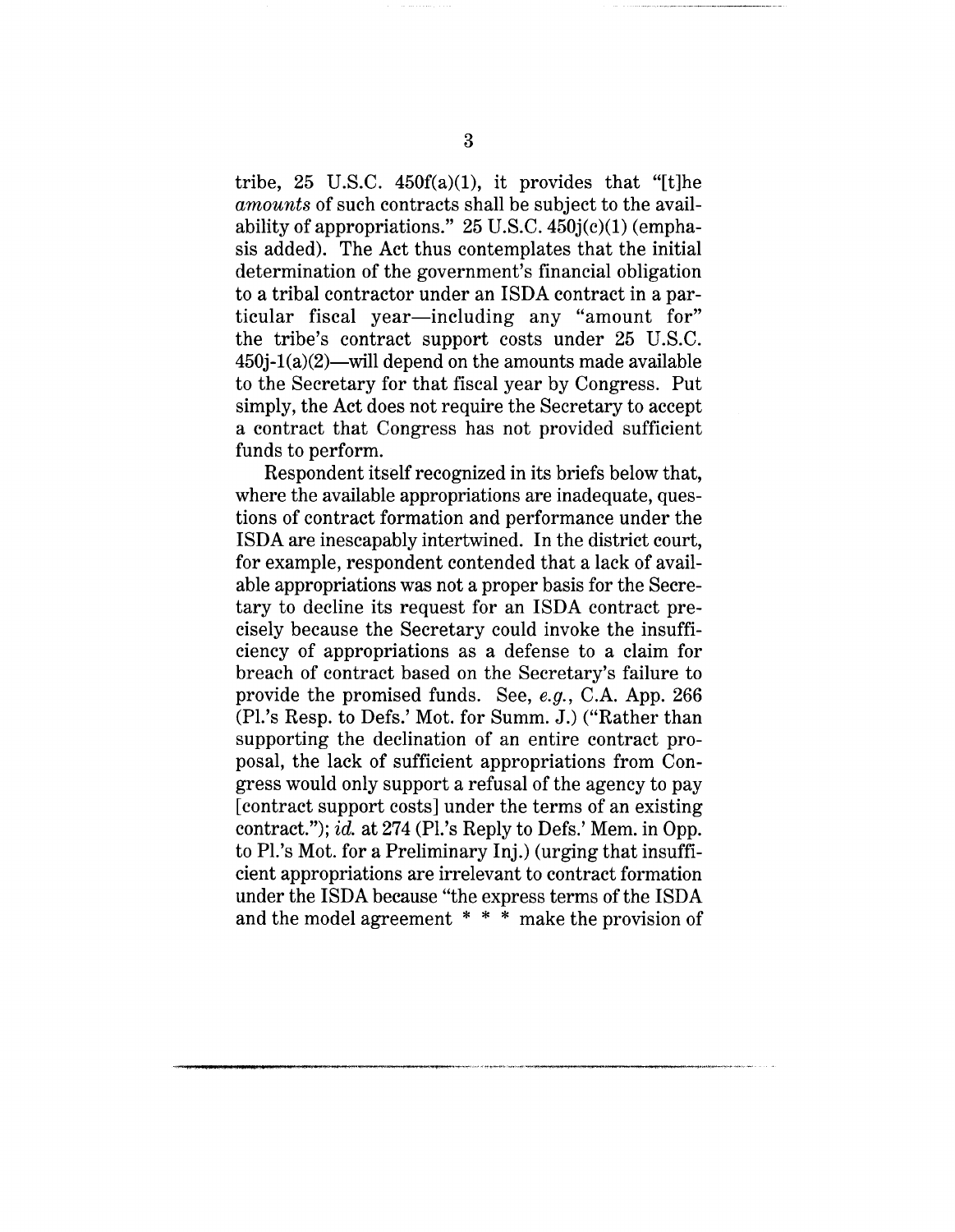tribe, 25 U.S.C. 450f(a)(1), it provides that "[t]he *amounts* of such contracts shall be subject to the availability of appropriations." 25 U.S.C. 450j(c)(1) (emphasis added). The Act thus contemplates that the initial determination of the government's financial obligation to a tribal contractor under an ISDA contract in a particular fiscal year—including any "amount for" the tribe's contract support costs under 25 U.S.C. 450j-1(a)(2)—will depend on the amounts made available to the Secretary for that fiscal year by Congress. Put simply, the Act does not require the Secretary to accept a contract that Congress has not provided sufficient funds to perform.

Respondent itself recognized in its briefs below that, where the available appropriations are inadequate, questions of contract formation and performance under the ISDA are inescapably intertwined. In the district court, for example, respondent contended that a lack of available appropriations was not a proper basis for the Secretary to decline its request for an ISDA contract precisely because the Secretary could invoke the insufficiency of appropriations as a defense to a claim for breach of contract based on the Secretary's failure to provide the promised funds. See, *e.g.*, C.A. App. 266 (Pl.'s Resp. to Defs.' Mot. for Summ. J.) ("Rather than supporting the declination of an entire contract proposal, the lack of sufficient appropriations from Congress would only support a refusal of the agency to pay [contract support costs] under the terms of an existing contract."); *id.* at 274 (Pl.'s Reply to Defs.' Mem. in Opp. to Pl.'s Mot. for a Preliminary Inj.) (urging that insufficient appropriations are irrelevant to contract formation under the ISDA because "the express terms of the ISDA and the model agreement * * * make the provision of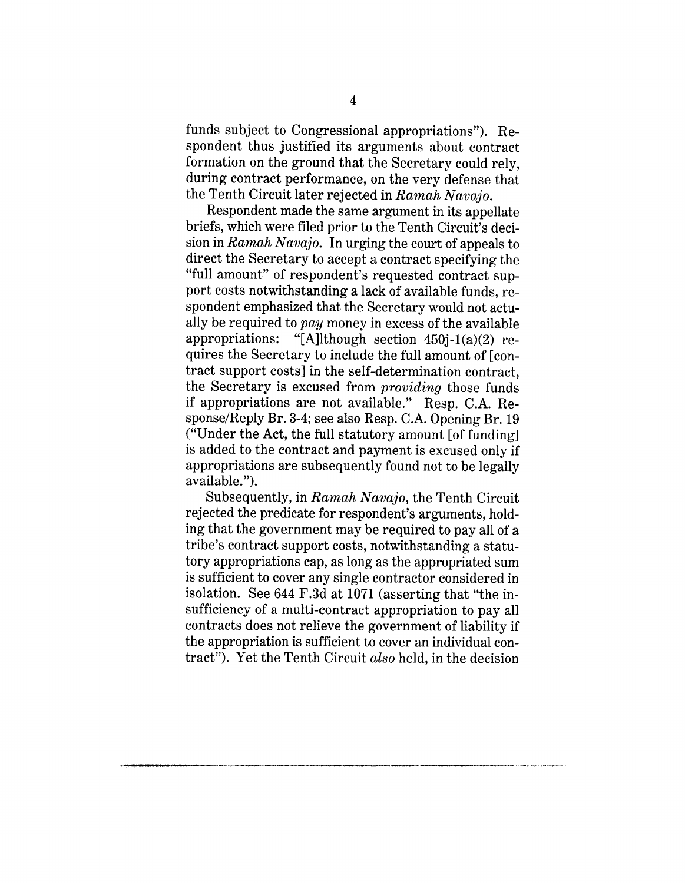funds subject to Congressional appropriations"). Respondent thus justified its arguments about contract formation on the ground that the Secretary could rely, during contract performance, on the very defense that the Tenth Circuit later rejected in *Ramah Navajo*.

Respondent made the same argument in its appellate briefs, which were filed prior to the Tenth Circuit's decision in *Ramah Navajo*. In urging the court of appeals to direct the Secretary to accept a contract specifying the "full amount" of respondent's requested contract support costs notwithstanding a lack of available funds, respondent emphasized that the Secretary would not actually be required to *pay* money in excess of the available appropriations: "[A]lthough section 450j-1(a)(2) requires the Secretary to include the full amount of [contract support costs] in the self-determination contract, the Secretary is excused from *providing* those funds if appropriations are not available." Resp. C.A. Response/Reply Br. 3-4; see also Resp. C.A. Opening Br. 19 ("Under the Act, the full statutory amount [of funding] is added to the contract and payment is excused only if appropriations are subsequently found not to be legally available.").

Subsequently, in *Ramah Navajo*, the Tenth Circuit rejected the predicate for respondent's arguments, holding that the government may be required to pay all of a tribe's contract support costs, notwithstanding a statutory appropriations cap, as long as the appropriated sum is sufficient to cover any single contractor considered in isolation. See 644 F.3d at 1071 (asserting that "the insufficiency of a multi-contract appropriation to pay all contracts does not relieve the government of liability if the appropriation is sufficient to cover an individual contract"). Yet the Tenth Circuit *also* held, in the decision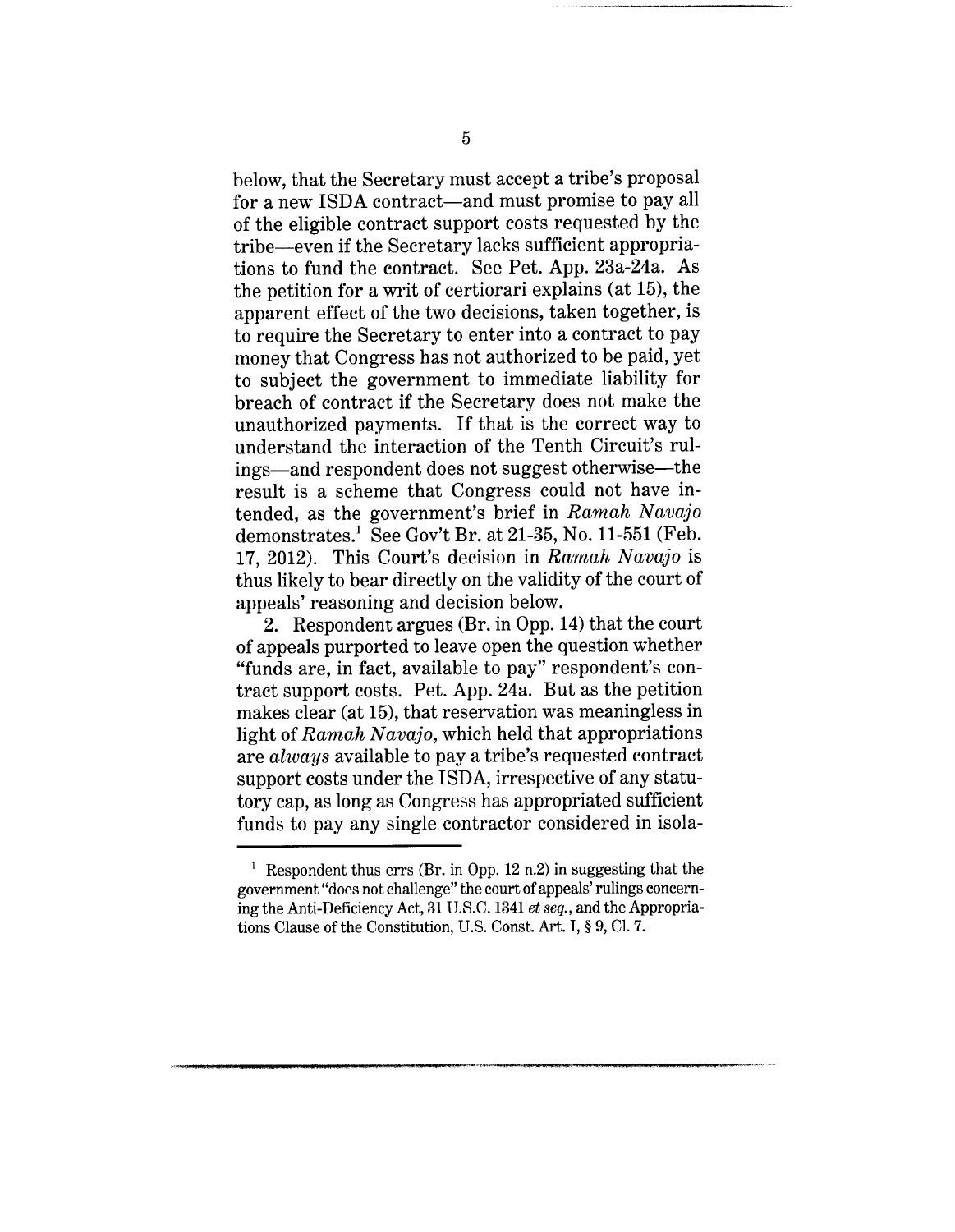below, that the Secretary must accept a tribe's proposal for a new ISDA contract—and must promise to pay all of the eligible contract support costs requested by the tribe—even if the Secretary lacks sufficient appropriations to fund the contract. See Pet. App. 23a-24a. As the petition for a writ of certiorari explains (at 15), the apparent effect of the two decisions, taken together, is to require the Secretary to enter into a contract to pay money that Congress has not authorized to be paid, yet to subject the government to immediate liability for breach of contract if the Secretary does not make the unauthorized payments. If that is the correct way to understand the interaction of the Tenth Circuit's rulings—and respondent does not suggest otherwise—the result is a scheme that Congress could not have intended, as the government's brief in *Ramah Navajo* demonstrates.[1] See Gov't Br. at 21-35, No. 11-551 (Feb. 17, 2012). This Court's decision in *Ramah Navajo* is thus likely to bear directly on the validity of the court of appeals' reasoning and decision below.

2. Respondent argues (Br. in Opp. 14) that the court of appeals purported to leave open the question whether "funds are, in fact, available to pay" respondent's contract support costs. Pet. App. 24a. But as the petition makes clear (at 15), that reservation was meaningless in light of *Ramah Navajo*, which held that appropriations are *always* available to pay a tribe's requested contract support costs under the ISDA, irrespective of any statutory cap, as long as Congress has appropriated sufficient funds to pay any single contractor considered in isola-

[1] Respondent thus errs (Br. in Opp. 12 n.2) in suggesting that the government "does not challenge" the court of appeals' rulings concerning the Anti-Deficiency Act, 31 U.S.C. 1341 *et seq.*, and the Appropriations Clause of the Constitution, U.S. Const. Art. I, § 9, Cl. 7.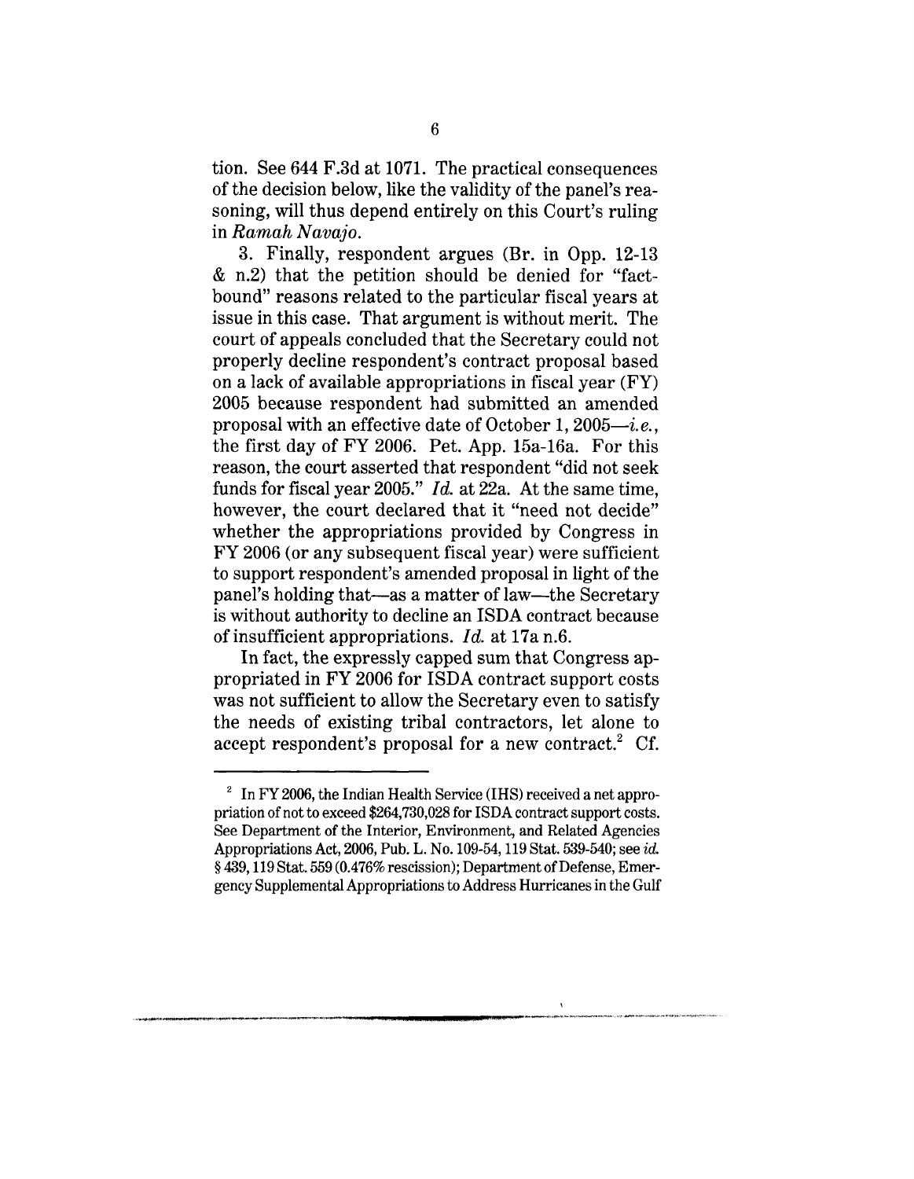tion. See 644 F.3d at 1071. The practical consequences of the decision below, like the validity of the panel's reasoning, will thus depend entirely on this Court's ruling in *Ramah Navajo*.

3. Finally, respondent argues (Br. in Opp. 12-13 & n.2) that the petition should be denied for "factbound" reasons related to the particular fiscal years at issue in this case. That argument is without merit. The court of appeals concluded that the Secretary could not properly decline respondent's contract proposal based on a lack of available appropriations in fiscal year (FY) 2005 because respondent had submitted an amended proposal with an effective date of October 1, 2005—*i.e.*, the first day of FY 2006. Pet. App. 15a-16a. For this reason, the court asserted that respondent "did not seek funds for fiscal year 2005." *Id.* at 22a. At the same time, however, the court declared that it "need not decide" whether the appropriations provided by Congress in FY 2006 (or any subsequent fiscal year) were sufficient to support respondent's amended proposal in light of the panel's holding that—as a matter of law—the Secretary is without authority to decline an ISDA contract because of insufficient appropriations. *Id.* at 17a n.6.

In fact, the expressly capped sum that Congress appropriated in FY 2006 for ISDA contract support costs was not sufficient to allow the Secretary even to satisfy the needs of existing tribal contractors, let alone to accept respondent's proposal for a new contract.[2] Cf.

[2] In FY 2006, the Indian Health Service (IHS) received a net appropriation of not to exceed $264,730,028 for ISDA contract support costs. See Department of the Interior, Environment, and Related Agencies Appropriations Act, 2006, Pub. L. No. 109-54, 119 Stat. 539-540; see *id.* § 439, 119 Stat. 559 (0.476% rescission); Department of Defense, Emergency Supplemental Appropriations to Address Hurricanes in the Gulf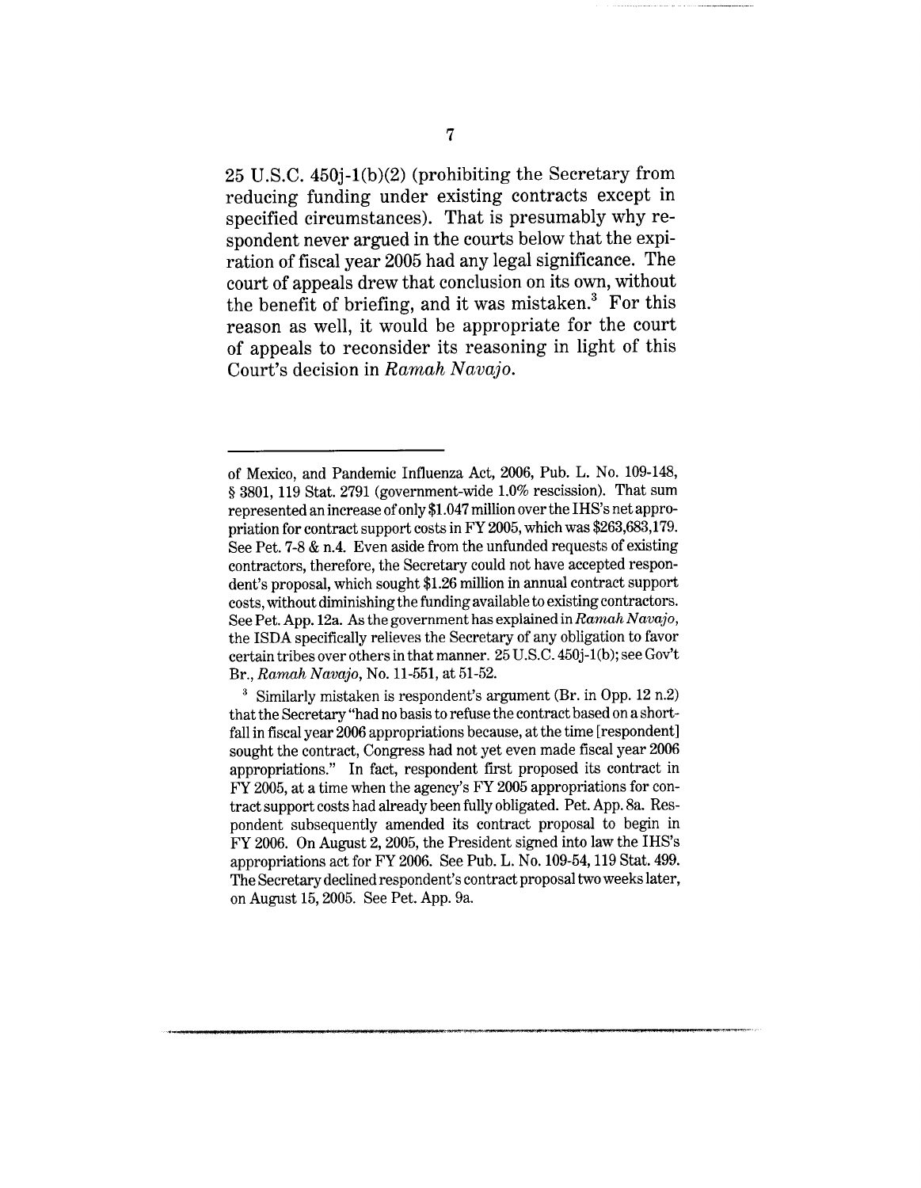25 U.S.C. 450j-1(b)(2) (prohibiting the Secretary from reducing funding under existing contracts except in specified circumstances). That is presumably why respondent never argued in the courts below that the expiration of fiscal year 2005 had any legal significance. The court of appeals drew that conclusion on its own, without the benefit of briefing, and it was mistaken.[3] For this reason as well, it would be appropriate for the court of appeals to reconsider its reasoning in light of this Court's decision in *Ramah Navajo*.

---

of Mexico, and Pandemic Influenza Act, 2006, Pub. L. No. 109-148, § 3801, 119 Stat. 2791 (government-wide 1.0% rescission). That sum represented an increase of only $1.047 million over the IHS's net appropriation for contract support costs in FY 2005, which was $263,683,179. See Pet. 7-8 & n.4. Even aside from the unfunded requests of existing contractors, therefore, the Secretary could not have accepted respondent's proposal, which sought $1.26 million in annual contract support costs, without diminishing the funding available to existing contractors. See Pet. App. 12a. As the government has explained in *Ramah Navajo*, the ISDA specifically relieves the Secretary of any obligation to favor certain tribes over others in that manner. 25 U.S.C. 450j-1(b); see Gov't Br., *Ramah Navajo*, No. 11-551, at 51-52.

[3] Similarly mistaken is respondent's argument (Br. in Opp. 12 n.2) that the Secretary "had no basis to refuse the contract based on a shortfall in fiscal year 2006 appropriations because, at the time [respondent] sought the contract, Congress had not yet even made fiscal year 2006 appropriations." In fact, respondent first proposed its contract in FY 2005, at a time when the agency's FY 2005 appropriations for contract support costs had already been fully obligated. Pet. App. 8a. Respondent subsequently amended its contract proposal to begin in FY 2006. On August 2, 2005, the President signed into law the IHS's appropriations act for FY 2006. See Pub. L. No. 109-54, 119 Stat. 499. The Secretary declined respondent's contract proposal two weeks later, on August 15, 2005. See Pet. App. 9a.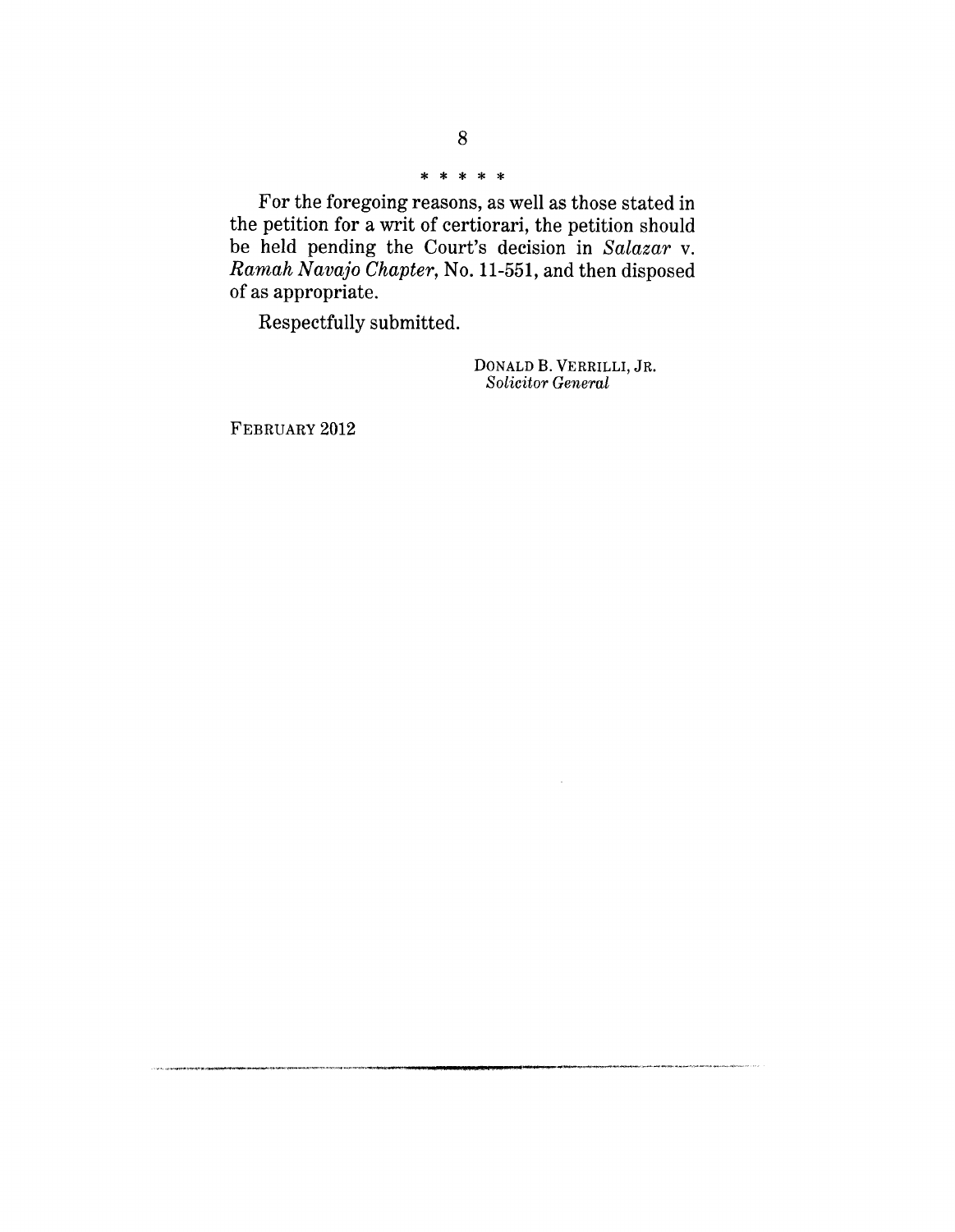\* \* \* \* \*

For the foregoing reasons, as well as those stated in the petition for a writ of certiorari, the petition should be held pending the Court's decision in *Salazar* v. *Ramah Navajo Chapter*, No. 11-551, and then disposed of as appropriate.

Respectfully submitted.

DONALD B. VERRILLI, JR.
*Solicitor General*

FEBRUARY 2012